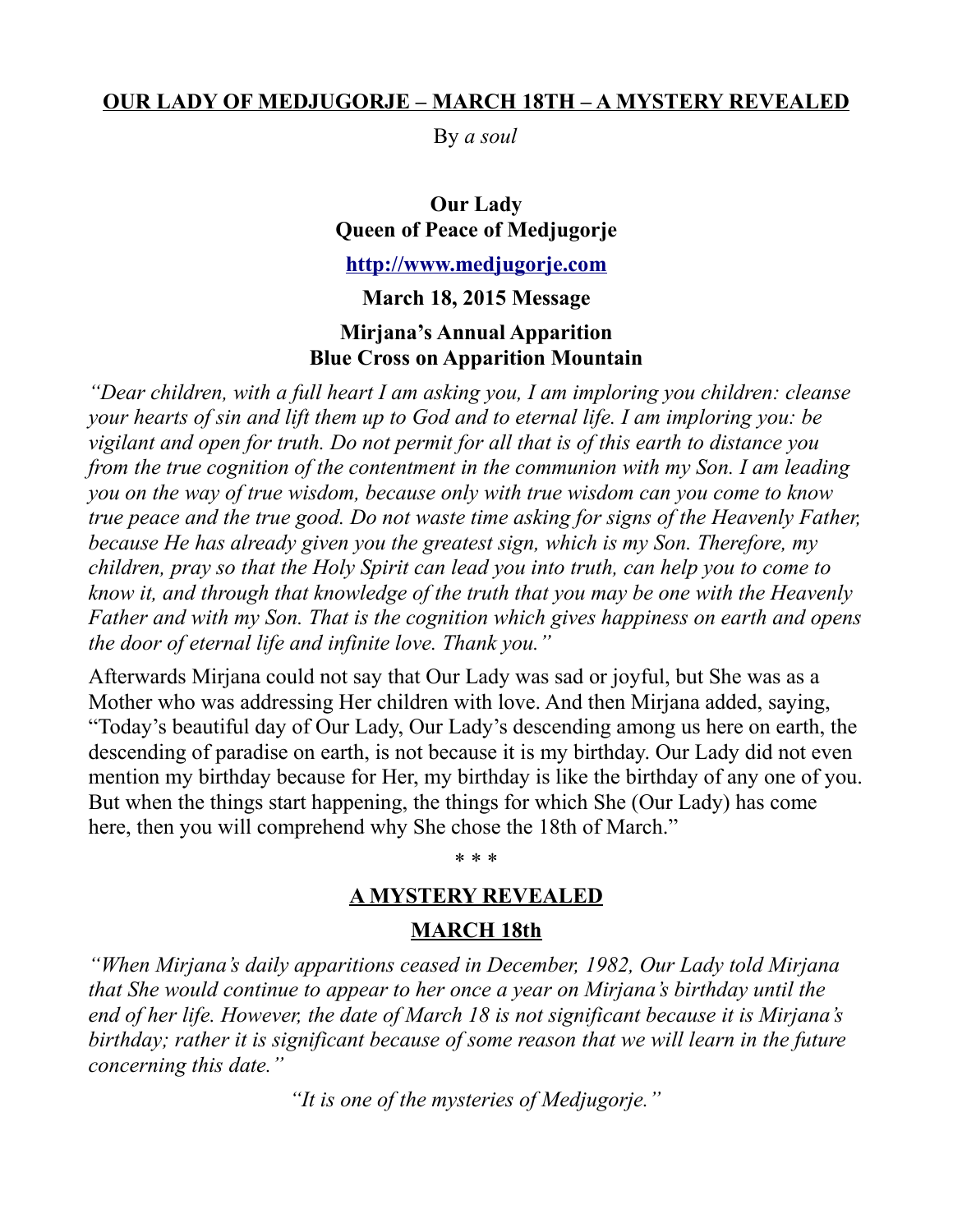# OUR LADY OF MEDJUGORJE – MARCH 18TH – A MYSTERY REVEALED

By *a soul*

**Our Lady**
**Queen of Peace of Medjugorje**

**http://www.medjugorje.com**

**March 18, 2015 Message**

**Mirjana's Annual Apparition**
**Blue Cross on Apparition Mountain**

*"Dear children, with a full heart I am asking you, I am imploring you children: cleanse your hearts of sin and lift them up to God and to eternal life. I am imploring you: be vigilant and open for truth. Do not permit for all that is of this earth to distance you from the true cognition of the contentment in the communion with my Son. I am leading you on the way of true wisdom, because only with true wisdom can you come to know true peace and the true good. Do not waste time asking for signs of the Heavenly Father, because He has already given you the greatest sign, which is my Son. Therefore, my children, pray so that the Holy Spirit can lead you into truth, can help you to come to know it, and through that knowledge of the truth that you may be one with the Heavenly Father and with my Son. That is the cognition which gives happiness on earth and opens the door of eternal life and infinite love. Thank you."*

Afterwards Mirjana could not say that Our Lady was sad or joyful, but She was as a Mother who was addressing Her children with love. And then Mirjana added, saying, "Today's beautiful day of Our Lady, Our Lady's descending among us here on earth, the descending of paradise on earth, is not because it is my birthday. Our Lady did not even mention my birthday because for Her, my birthday is like the birthday of any one of you. But when the things start happening, the things for which She (Our Lady) has come here, then you will comprehend why She chose the 18th of March."

\* \* \*

## A MYSTERY REVEALED

## MARCH 18th

*"When Mirjana's daily apparitions ceased in December, 1982, Our Lady told Mirjana that She would continue to appear to her once a year on Mirjana's birthday until the end of her life. However, the date of March 18 is not significant because it is Mirjana's birthday; rather it is significant because of some reason that we will learn in the future concerning this date."*

*"It is one of the mysteries of Medjugorje."*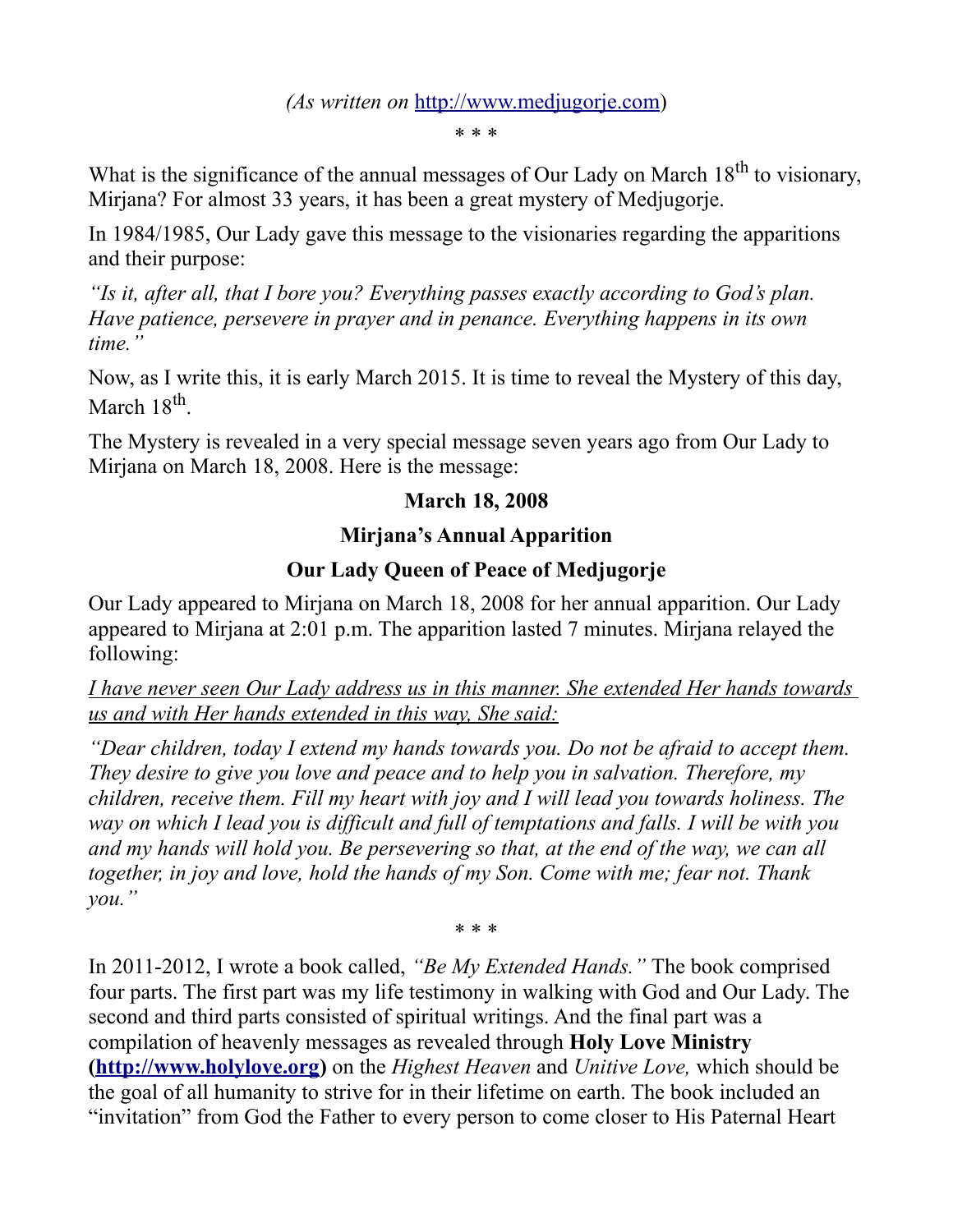*(As written on* [http://www.medjugorje.com](http://www.medjugorje.com))

\* \* \*

What is the significance of the annual messages of Our Lady on March 18th to visionary, Mirjana? For almost 33 years, it has been a great mystery of Medjugorje.

In 1984/1985, Our Lady gave this message to the visionaries regarding the apparitions and their purpose:

*"Is it, after all, that I bore you? Everything passes exactly according to God's plan. Have patience, persevere in prayer and in penance. Everything happens in its own time."*

Now, as I write this, it is early March 2015. It is time to reveal the Mystery of this day, March 18th.

The Mystery is revealed in a very special message seven years ago from Our Lady to Mirjana on March 18, 2008. Here is the message:

**March 18, 2008**

**Mirjana's Annual Apparition**

**Our Lady Queen of Peace of Medjugorje**

Our Lady appeared to Mirjana on March 18, 2008 for her annual apparition. Our Lady appeared to Mirjana at 2:01 p.m. The apparition lasted 7 minutes. Mirjana relayed the following:

*I have never seen Our Lady address us in this manner. She extended Her hands towards us and with Her hands extended in this way, She said:*

*"Dear children, today I extend my hands towards you. Do not be afraid to accept them. They desire to give you love and peace and to help you in salvation. Therefore, my children, receive them. Fill my heart with joy and I will lead you towards holiness. The way on which I lead you is difficult and full of temptations and falls. I will be with you and my hands will hold you. Be persevering so that, at the end of the way, we can all together, in joy and love, hold the hands of my Son. Come with me; fear not. Thank you."*

\* \* \*

In 2011-2012, I wrote a book called, *"Be My Extended Hands."* The book comprised four parts. The first part was my life testimony in walking with God and Our Lady. The second and third parts consisted of spiritual writings. And the final part was a compilation of heavenly messages as revealed through **Holy Love Ministry ([http://www.holylove.org](http://www.holylove.org))** on the *Highest Heaven* and *Unitive Love,* which should be the goal of all humanity to strive for in their lifetime on earth. The book included an "invitation" from God the Father to every person to come closer to His Paternal Heart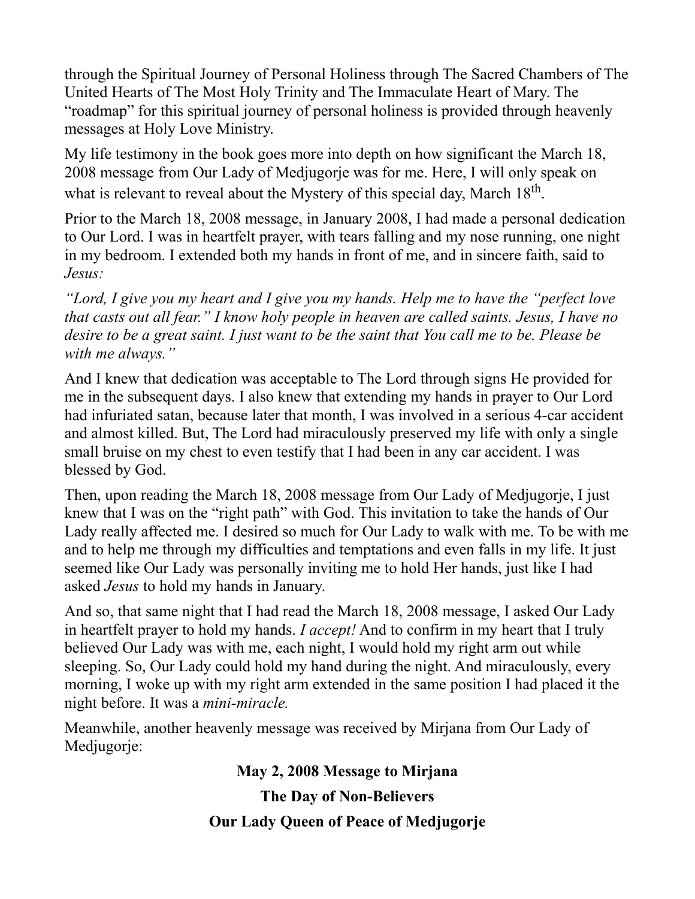through the Spiritual Journey of Personal Holiness through The Sacred Chambers of The United Hearts of The Most Holy Trinity and The Immaculate Heart of Mary. The "roadmap" for this spiritual journey of personal holiness is provided through heavenly messages at Holy Love Ministry.

My life testimony in the book goes more into depth on how significant the March 18, 2008 message from Our Lady of Medjugorje was for me. Here, I will only speak on what is relevant to reveal about the Mystery of this special day, March 18th.

Prior to the March 18, 2008 message, in January 2008, I had made a personal dedication to Our Lord. I was in heartfelt prayer, with tears falling and my nose running, one night in my bedroom. I extended both my hands in front of me, and in sincere faith, said to *Jesus:*

*"Lord, I give you my heart and I give you my hands. Help me to have the "perfect love that casts out all fear." I know holy people in heaven are called saints. Jesus, I have no desire to be a great saint. I just want to be the saint that You call me to be. Please be with me always."*

And I knew that dedication was acceptable to The Lord through signs He provided for me in the subsequent days. I also knew that extending my hands in prayer to Our Lord had infuriated satan, because later that month, I was involved in a serious 4-car accident and almost killed. But, The Lord had miraculously preserved my life with only a single small bruise on my chest to even testify that I had been in any car accident. I was blessed by God.

Then, upon reading the March 18, 2008 message from Our Lady of Medjugorje, I just knew that I was on the "right path" with God. This invitation to take the hands of Our Lady really affected me. I desired so much for Our Lady to walk with me. To be with me and to help me through my difficulties and temptations and even falls in my life. It just seemed like Our Lady was personally inviting me to hold Her hands, just like I had asked *Jesus* to hold my hands in January.

And so, that same night that I had read the March 18, 2008 message, I asked Our Lady in heartfelt prayer to hold my hands. *I accept!* And to confirm in my heart that I truly believed Our Lady was with me, each night, I would hold my right arm out while sleeping. So, Our Lady could hold my hand during the night. And miraculously, every morning, I woke up with my right arm extended in the same position I had placed it the night before. It was a *mini-miracle.*

Meanwhile, another heavenly message was received by Mirjana from Our Lady of Medjugorje:

**May 2, 2008 Message to Mirjana**

**The Day of Non-Believers**

**Our Lady Queen of Peace of Medjugorje**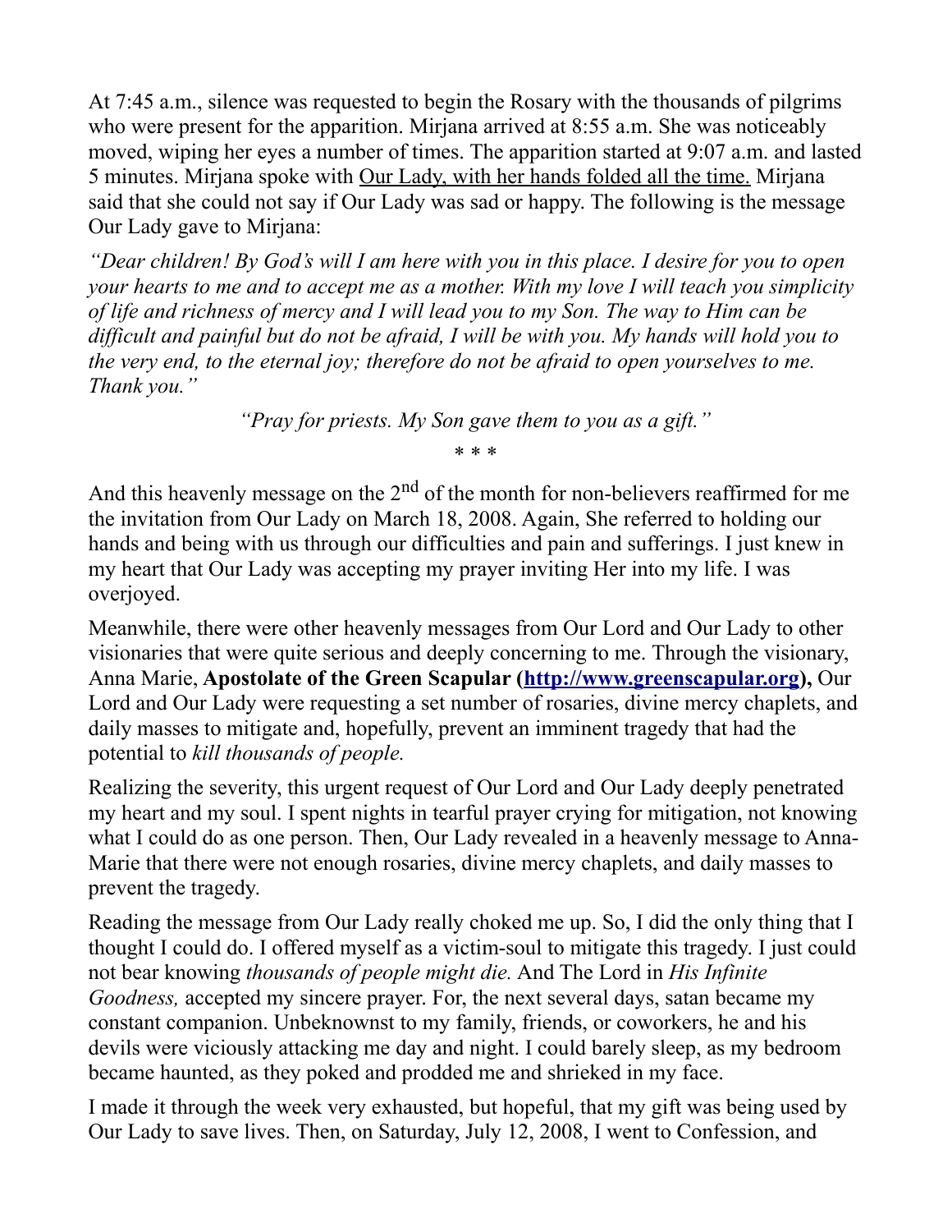At 7:45 a.m., silence was requested to begin the Rosary with the thousands of pilgrims who were present for the apparition. Mirjana arrived at 8:55 a.m. She was noticeably moved, wiping her eyes a number of times. The apparition started at 9:07 a.m. and lasted 5 minutes. Mirjana spoke with <u>Our Lady, with her hands folded all the time.</u> Mirjana said that she could not say if Our Lady was sad or happy. The following is the message Our Lady gave to Mirjana:

*"Dear children! By God's will I am here with you in this place. I desire for you to open your hearts to me and to accept me as a mother. With my love I will teach you simplicity of life and richness of mercy and I will lead you to my Son. The way to Him can be difficult and painful but do not be afraid, I will be with you. My hands will hold you to the very end, to the eternal joy; therefore do not be afraid to open yourselves to me. Thank you."*

*"Pray for priests. My Son gave them to you as a gift."*

\* \* \*

And this heavenly message on the 2nd of the month for non-believers reaffirmed for me the invitation from Our Lady on March 18, 2008. Again, She referred to holding our hands and being with us through our difficulties and pain and sufferings. I just knew in my heart that Our Lady was accepting my prayer inviting Her into my life. I was overjoyed.

Meanwhile, there were other heavenly messages from Our Lord and Our Lady to other visionaries that were quite serious and deeply concerning to me. Through the visionary, Anna Marie, **Apostolate of the Green Scapular ([http://www.greenscapular.org](http://www.greenscapular.org)),** Our Lord and Our Lady were requesting a set number of rosaries, divine mercy chaplets, and daily masses to mitigate and, hopefully, prevent an imminent tragedy that had the potential to *kill thousands of people.*

Realizing the severity, this urgent request of Our Lord and Our Lady deeply penetrated my heart and my soul. I spent nights in tearful prayer crying for mitigation, not knowing what I could do as one person. Then, Our Lady revealed in a heavenly message to Anna-Marie that there were not enough rosaries, divine mercy chaplets, and daily masses to prevent the tragedy.

Reading the message from Our Lady really choked me up. So, I did the only thing that I thought I could do. I offered myself as a victim-soul to mitigate this tragedy. I just could not bear knowing *thousands of people might die.* And The Lord in *His Infinite Goodness,* accepted my sincere prayer. For, the next several days, satan became my constant companion. Unbeknownst to my family, friends, or coworkers, he and his devils were viciously attacking me day and night. I could barely sleep, as my bedroom became haunted, as they poked and prodded me and shrieked in my face.

I made it through the week very exhausted, but hopeful, that my gift was being used by Our Lady to save lives. Then, on Saturday, July 12, 2008, I went to Confession, and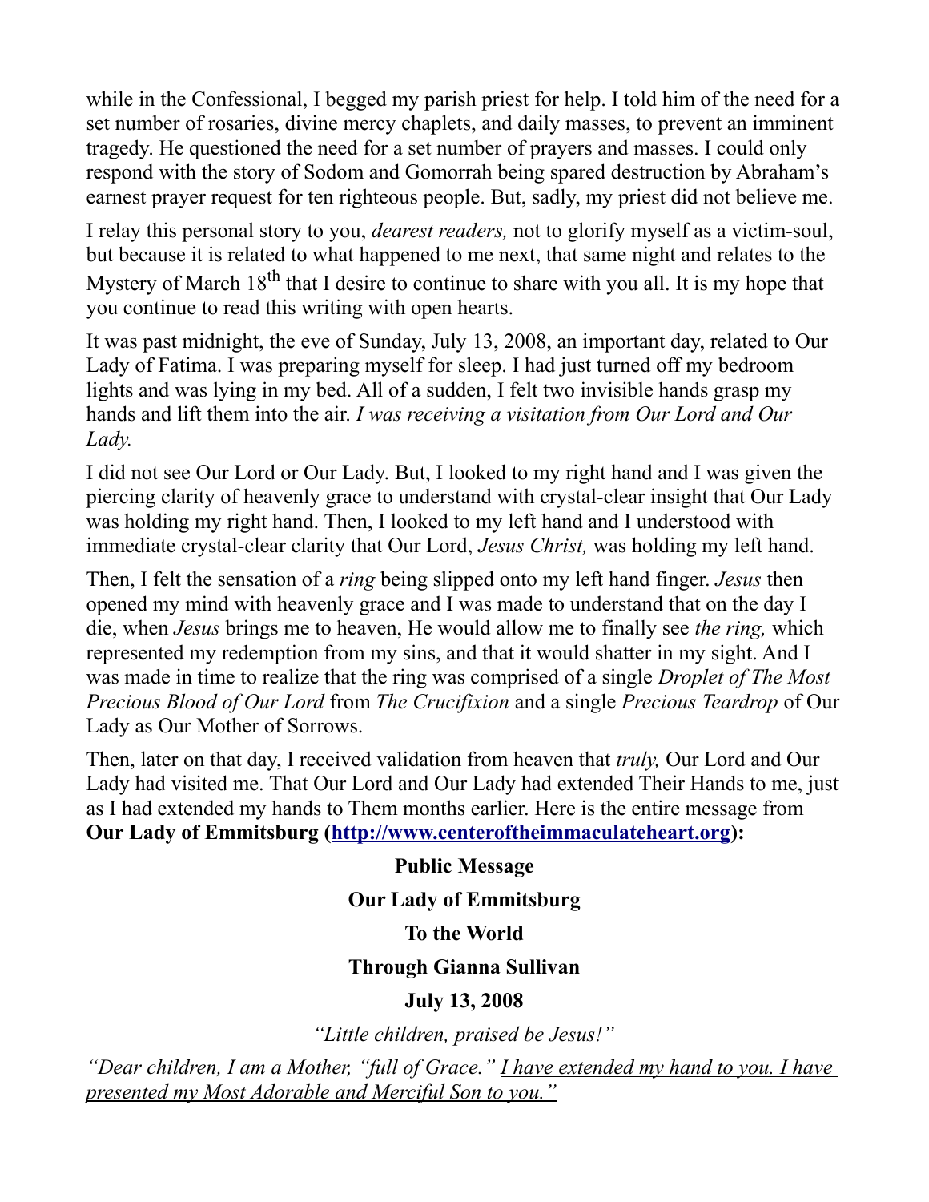while in the Confessional, I begged my parish priest for help. I told him of the need for a set number of rosaries, divine mercy chaplets, and daily masses, to prevent an imminent tragedy. He questioned the need for a set number of prayers and masses. I could only respond with the story of Sodom and Gomorrah being spared destruction by Abraham's earnest prayer request for ten righteous people. But, sadly, my priest did not believe me.

I relay this personal story to you, *dearest readers,* not to glorify myself as a victim-soul, but because it is related to what happened to me next, that same night and relates to the Mystery of March 18th that I desire to continue to share with you all. It is my hope that you continue to read this writing with open hearts.

It was past midnight, the eve of Sunday, July 13, 2008, an important day, related to Our Lady of Fatima. I was preparing myself for sleep. I had just turned off my bedroom lights and was lying in my bed. All of a sudden, I felt two invisible hands grasp my hands and lift them into the air. *I was receiving a visitation from Our Lord and Our Lady.*

I did not see Our Lord or Our Lady. But, I looked to my right hand and I was given the piercing clarity of heavenly grace to understand with crystal-clear insight that Our Lady was holding my right hand. Then, I looked to my left hand and I understood with immediate crystal-clear clarity that Our Lord, *Jesus Christ,* was holding my left hand.

Then, I felt the sensation of a *ring* being slipped onto my left hand finger. *Jesus* then opened my mind with heavenly grace and I was made to understand that on the day I die, when *Jesus* brings me to heaven, He would allow me to finally see *the ring,* which represented my redemption from my sins, and that it would shatter in my sight. And I was made in time to realize that the ring was comprised of a single *Droplet of The Most Precious Blood of Our Lord* from *The Crucifixion* and a single *Precious Teardrop* of Our Lady as Our Mother of Sorrows.

Then, later on that day, I received validation from heaven that *truly,* Our Lord and Our Lady had visited me. That Our Lord and Our Lady had extended Their Hands to me, just as I had extended my hands to Them months earlier. Here is the entire message from **Our Lady of Emmitsburg ([http://www.centeroftheimmaculateheart.org](http://www.centeroftheimmaculateheart.org)):**

**Public Message**

**Our Lady of Emmitsburg**

**To the World**

**Through Gianna Sullivan**

**July 13, 2008**

*"Little children, praised be Jesus!"*

*"Dear children, I am a Mother, "full of Grace." <u>I have extended my hand to you. I have presented my Most Adorable and Merciful Son to you."</u>*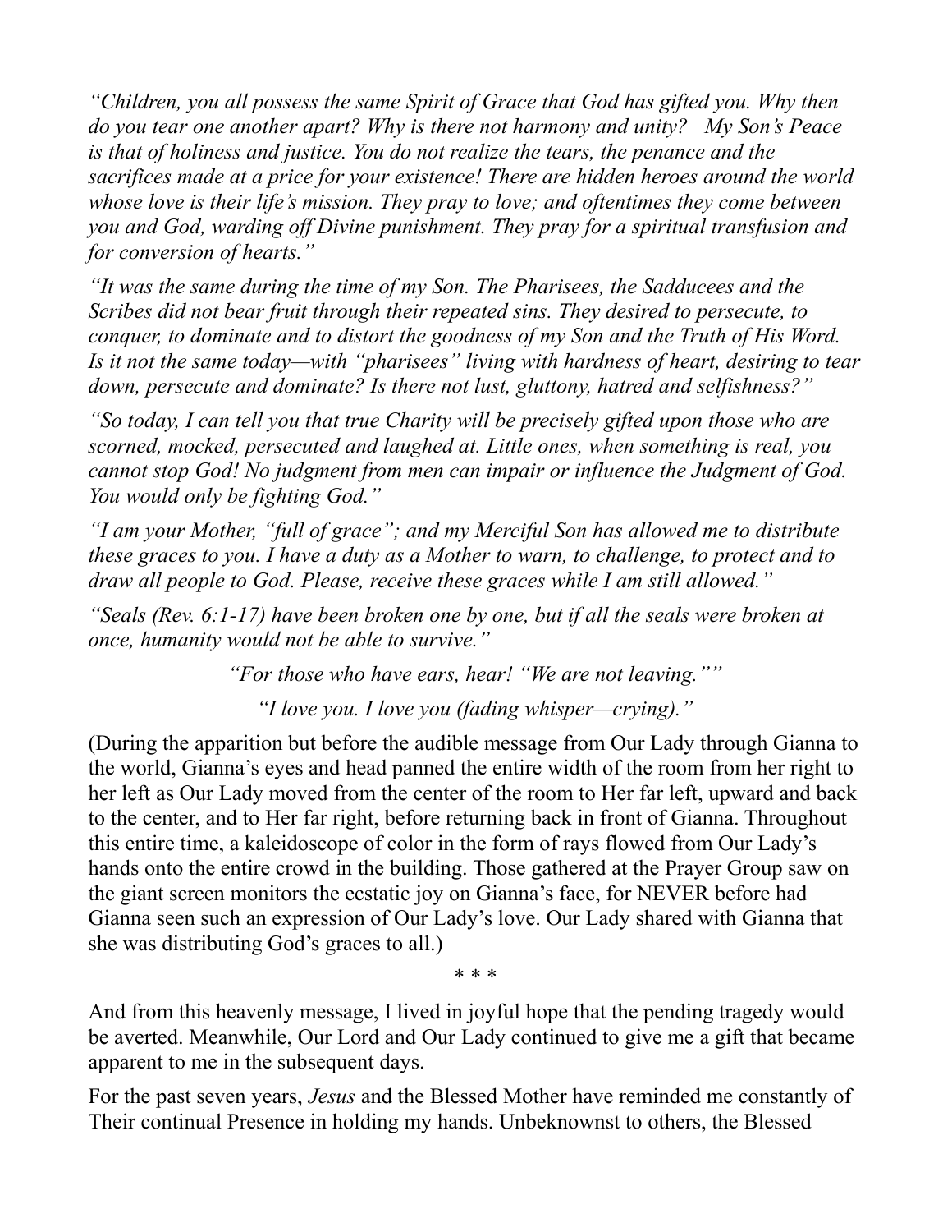*“Children, you all possess the same Spirit of Grace that God has gifted you. Why then do you tear one another apart? Why is there not harmony and unity? My Son’s Peace is that of holiness and justice. You do not realize the tears, the penance and the sacrifices made at a price for your existence! There are hidden heroes around the world whose love is their life’s mission. They pray to love; and oftentimes they come between you and God, warding off Divine punishment. They pray for a spiritual transfusion and for conversion of hearts.”*

*“It was the same during the time of my Son. The Pharisees, the Sadducees and the Scribes did not bear fruit through their repeated sins. They desired to persecute, to conquer, to dominate and to distort the goodness of my Son and the Truth of His Word. Is it not the same today—with “pharisees” living with hardness of heart, desiring to tear down, persecute and dominate? Is there not lust, gluttony, hatred and selfishness?”*

*“So today, I can tell you that true Charity will be precisely gifted upon those who are scorned, mocked, persecuted and laughed at. Little ones, when something is real, you cannot stop God! No judgment from men can impair or influence the Judgment of God. You would only be fighting God.”*

*“I am your Mother, “full of grace”; and my Merciful Son has allowed me to distribute these graces to you. I have a duty as a Mother to warn, to challenge, to protect and to draw all people to God. Please, receive these graces while I am still allowed.”*

*“Seals (Rev. 6:1-17) have been broken one by one, but if all the seals were broken at once, humanity would not be able to survive.”*

*“For those who have ears, hear! “We are not leaving.””*

*“I love you. I love you (fading whisper—crying).”*

(During the apparition but before the audible message from Our Lady through Gianna to the world, Gianna’s eyes and head panned the entire width of the room from her right to her left as Our Lady moved from the center of the room to Her far left, upward and back to the center, and to Her far right, before returning back in front of Gianna. Throughout this entire time, a kaleidoscope of color in the form of rays flowed from Our Lady’s hands onto the entire crowd in the building. Those gathered at the Prayer Group saw on the giant screen monitors the ecstatic joy on Gianna’s face, for NEVER before had Gianna seen such an expression of Our Lady’s love. Our Lady shared with Gianna that she was distributing God’s graces to all.)

\* \* \*

And from this heavenly message, I lived in joyful hope that the pending tragedy would be averted. Meanwhile, Our Lord and Our Lady continued to give me a gift that became apparent to me in the subsequent days.

For the past seven years, *Jesus* and the Blessed Mother have reminded me constantly of Their continual Presence in holding my hands. Unbeknownst to others, the Blessed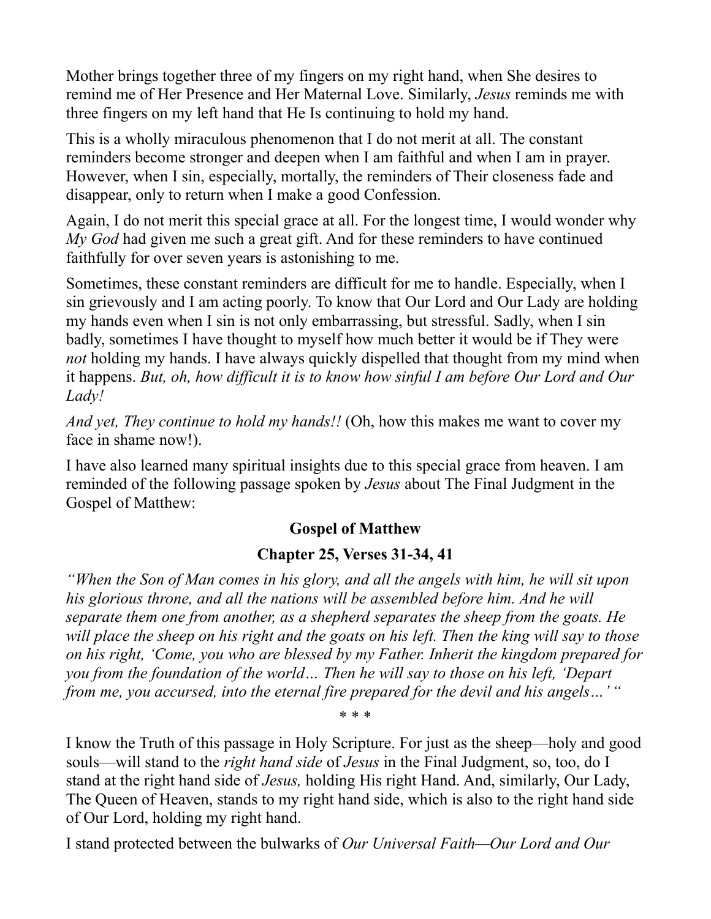Mother brings together three of my fingers on my right hand, when She desires to remind me of Her Presence and Her Maternal Love. Similarly, *Jesus* reminds me with three fingers on my left hand that He Is continuing to hold my hand.

This is a wholly miraculous phenomenon that I do not merit at all. The constant reminders become stronger and deepen when I am faithful and when I am in prayer. However, when I sin, especially, mortally, the reminders of Their closeness fade and disappear, only to return when I make a good Confession.

Again, I do not merit this special grace at all. For the longest time, I would wonder why *My God* had given me such a great gift. And for these reminders to have continued faithfully for over seven years is astonishing to me.

Sometimes, these constant reminders are difficult for me to handle. Especially, when I sin grievously and I am acting poorly. To know that Our Lord and Our Lady are holding my hands even when I sin is not only embarrassing, but stressful. Sadly, when I sin badly, sometimes I have thought to myself how much better it would be if They were *not* holding my hands. I have always quickly dispelled that thought from my mind when it happens. *But, oh, how difficult it is to know how sinful I am before Our Lord and Our Lady!*

*And yet, They continue to hold my hands!!* (Oh, how this makes me want to cover my face in shame now!).

I have also learned many spiritual insights due to this special grace from heaven. I am reminded of the following passage spoken by *Jesus* about The Final Judgment in the Gospel of Matthew:

**Gospel of Matthew**

**Chapter 25, Verses 31-34, 41**

*"When the Son of Man comes in his glory, and all the angels with him, he will sit upon his glorious throne, and all the nations will be assembled before him. And he will separate them one from another, as a shepherd separates the sheep from the goats. He will place the sheep on his right and the goats on his left. Then the king will say to those on his right, 'Come, you who are blessed by my Father. Inherit the kingdom prepared for you from the foundation of the world… Then he will say to those on his left, 'Depart from me, you accursed, into the eternal fire prepared for the devil and his angels…' "*

\* \* \*

I know the Truth of this passage in Holy Scripture. For just as the sheep—holy and good souls—will stand to the *right hand side* of *Jesus* in the Final Judgment, so, too, do I stand at the right hand side of *Jesus,* holding His right Hand. And, similarly, Our Lady, The Queen of Heaven, stands to my right hand side, which is also to the right hand side of Our Lord, holding my right hand.

I stand protected between the bulwarks of *Our Universal Faith—Our Lord and Our*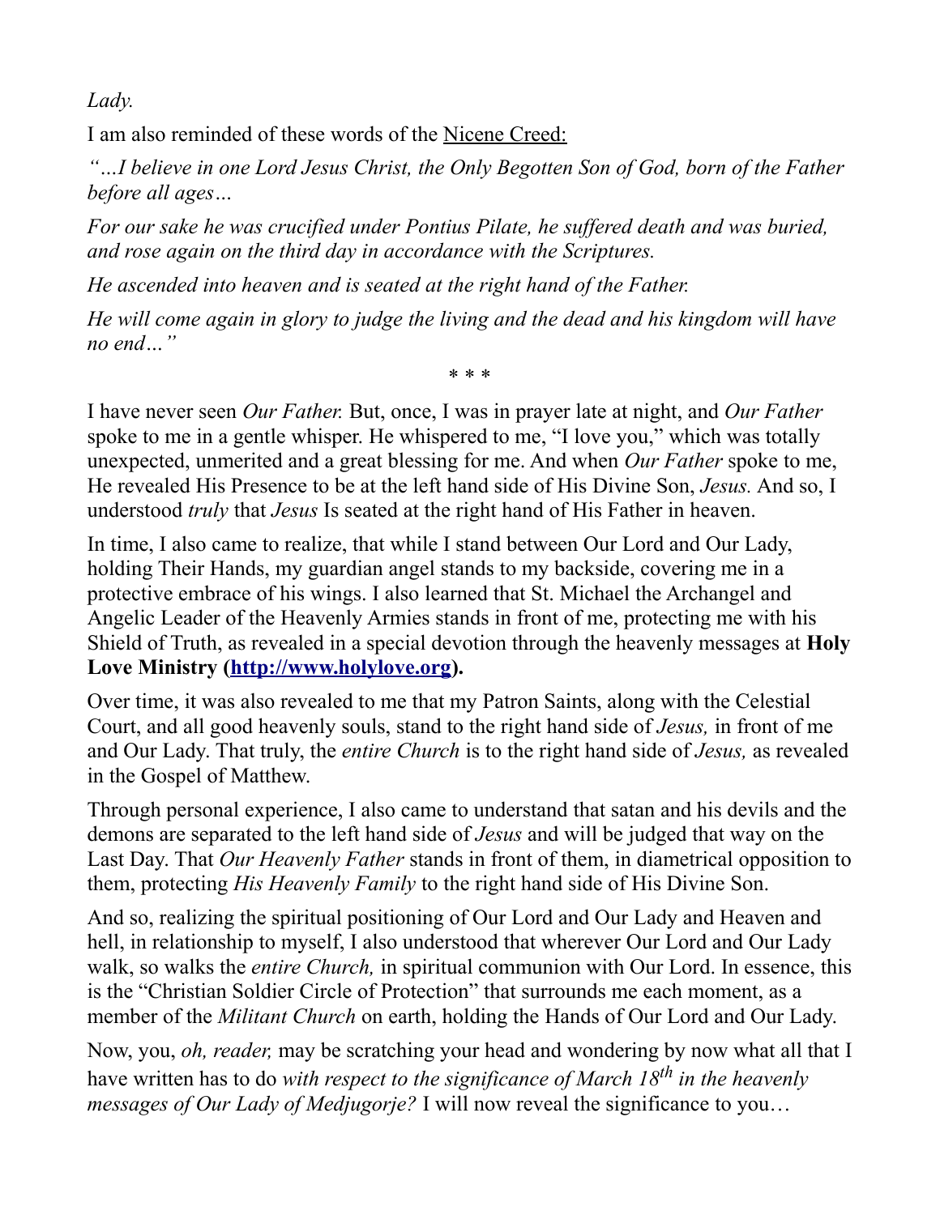*Lady.*

I am also reminded of these words of the Nicene Creed:

*"…I believe in one Lord Jesus Christ, the Only Begotten Son of God, born of the Father before all ages…*

*For our sake he was crucified under Pontius Pilate, he suffered death and was buried, and rose again on the third day in accordance with the Scriptures.*

*He ascended into heaven and is seated at the right hand of the Father.*

*He will come again in glory to judge the living and the dead and his kingdom will have no end…"*

\* \* \*

I have never seen *Our Father.* But, once, I was in prayer late at night, and *Our Father* spoke to me in a gentle whisper. He whispered to me, "I love you," which was totally unexpected, unmerited and a great blessing for me. And when *Our Father* spoke to me, He revealed His Presence to be at the left hand side of His Divine Son, *Jesus.* And so, I understood *truly* that *Jesus* Is seated at the right hand of His Father in heaven.

In time, I also came to realize, that while I stand between Our Lord and Our Lady, holding Their Hands, my guardian angel stands to my backside, covering me in a protective embrace of his wings. I also learned that St. Michael the Archangel and Angelic Leader of the Heavenly Armies stands in front of me, protecting me with his Shield of Truth, as revealed in a special devotion through the heavenly messages at **Holy Love Ministry ([http://www.holylove.org](http://www.holylove.org)).**

Over time, it was also revealed to me that my Patron Saints, along with the Celestial Court, and all good heavenly souls, stand to the right hand side of *Jesus,* in front of me and Our Lady. That truly, the *entire Church* is to the right hand side of *Jesus,* as revealed in the Gospel of Matthew.

Through personal experience, I also came to understand that satan and his devils and the demons are separated to the left hand side of *Jesus* and will be judged that way on the Last Day. That *Our Heavenly Father* stands in front of them, in diametrical opposition to them, protecting *His Heavenly Family* to the right hand side of His Divine Son.

And so, realizing the spiritual positioning of Our Lord and Our Lady and Heaven and hell, in relationship to myself, I also understood that wherever Our Lord and Our Lady walk, so walks the *entire Church,* in spiritual communion with Our Lord. In essence, this is the "Christian Soldier Circle of Protection" that surrounds me each moment, as a member of the *Militant Church* on earth, holding the Hands of Our Lord and Our Lady.

Now, you, *oh, reader,* may be scratching your head and wondering by now what all that I have written has to do *with respect to the significance of March 18th in the heavenly messages of Our Lady of Medjugorje?* I will now reveal the significance to you…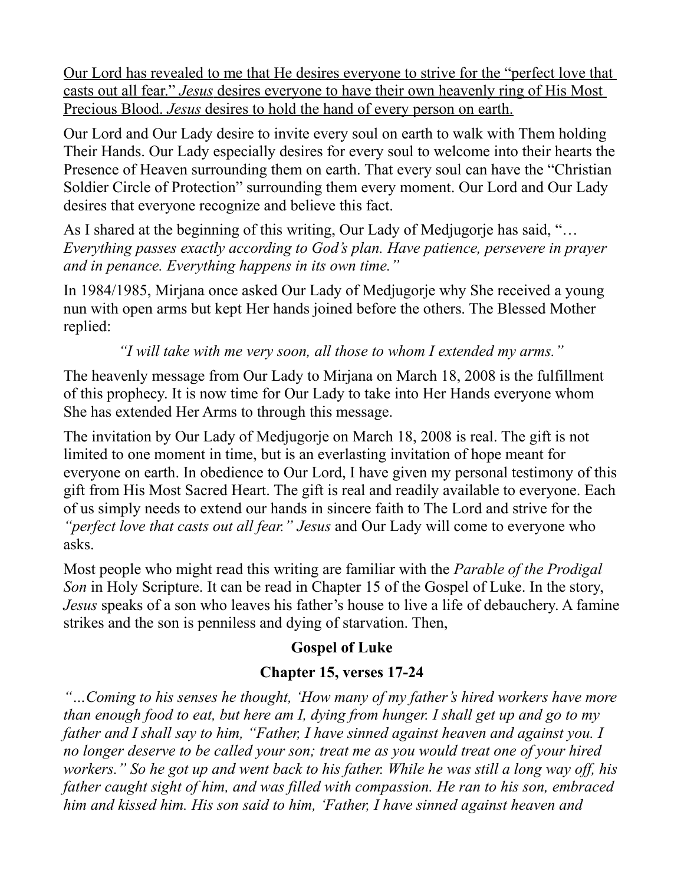<u>Our Lord has revealed to me that He desires everyone to strive for the "perfect love that casts out all fear." *Jesus* desires everyone to have their own heavenly ring of His Most Precious Blood. *Jesus* desires to hold the hand of every person on earth.</u>

Our Lord and Our Lady desire to invite every soul on earth to walk with Them holding Their Hands. Our Lady especially desires for every soul to welcome into their hearts the Presence of Heaven surrounding them on earth. That every soul can have the "Christian Soldier Circle of Protection" surrounding them every moment. Our Lord and Our Lady desires that everyone recognize and believe this fact.

As I shared at the beginning of this writing, Our Lady of Medjugorje has said, "…*Everything passes exactly according to God's plan. Have patience, persevere in prayer and in penance. Everything happens in its own time."*

In 1984/1985, Mirjana once asked Our Lady of Medjugorje why She received a young nun with open arms but kept Her hands joined before the others. The Blessed Mother replied:

*"I will take with me very soon, all those to whom I extended my arms."*

The heavenly message from Our Lady to Mirjana on March 18, 2008 is the fulfillment of this prophecy. It is now time for Our Lady to take into Her Hands everyone whom She has extended Her Arms to through this message.

The invitation by Our Lady of Medjugorje on March 18, 2008 is real. The gift is not limited to one moment in time, but is an everlasting invitation of hope meant for everyone on earth. In obedience to Our Lord, I have given my personal testimony of this gift from His Most Sacred Heart. The gift is real and readily available to everyone. Each of us simply needs to extend our hands in sincere faith to The Lord and strive for the *"perfect love that casts out all fear." Jesus* and Our Lady will come to everyone who asks.

Most people who might read this writing are familiar with the *Parable of the Prodigal Son* in Holy Scripture. It can be read in Chapter 15 of the Gospel of Luke. In the story, *Jesus* speaks of a son who leaves his father's house to live a life of debauchery. A famine strikes and the son is penniless and dying of starvation. Then,

**Gospel of Luke**

**Chapter 15, verses 17-24**

*"…Coming to his senses he thought, 'How many of my father's hired workers have more than enough food to eat, but here am I, dying from hunger. I shall get up and go to my father and I shall say to him, "Father, I have sinned against heaven and against you. I no longer deserve to be called your son; treat me as you would treat one of your hired workers." So he got up and went back to his father. While he was still a long way off, his father caught sight of him, and was filled with compassion. He ran to his son, embraced him and kissed him. His son said to him, 'Father, I have sinned against heaven and*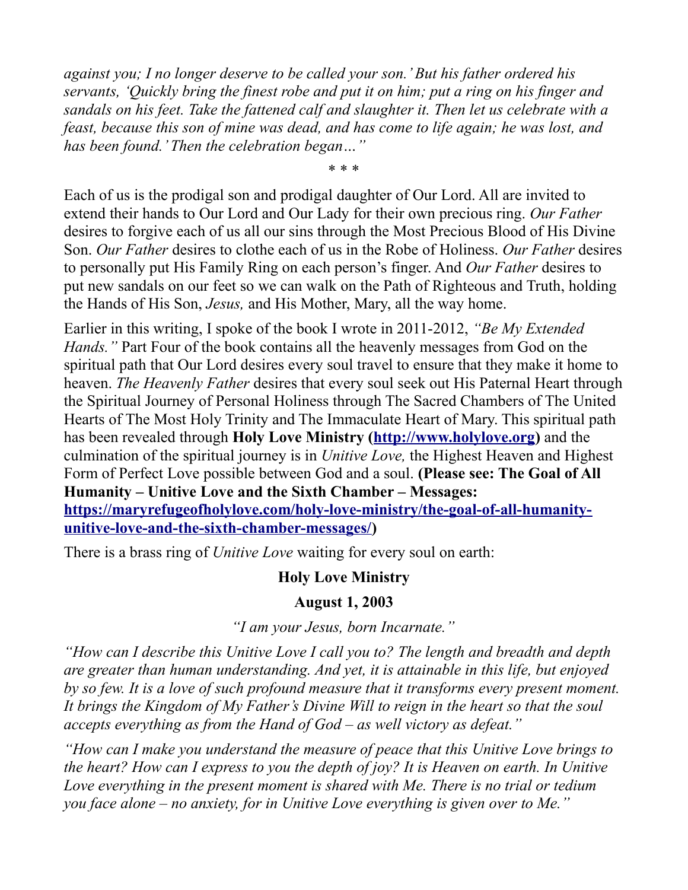*against you; I no longer deserve to be called your son.' But his father ordered his servants, 'Quickly bring the finest robe and put it on him; put a ring on his finger and sandals on his feet. Take the fattened calf and slaughter it. Then let us celebrate with a feast, because this son of mine was dead, and has come to life again; he was lost, and has been found.' Then the celebration began…"*

\* \* \*

Each of us is the prodigal son and prodigal daughter of Our Lord. All are invited to extend their hands to Our Lord and Our Lady for their own precious ring. *Our Father* desires to forgive each of us all our sins through the Most Precious Blood of His Divine Son. *Our Father* desires to clothe each of us in the Robe of Holiness. *Our Father* desires to personally put His Family Ring on each person's finger. And *Our Father* desires to put new sandals on our feet so we can walk on the Path of Righteous and Truth, holding the Hands of His Son, *Jesus,* and His Mother, Mary, all the way home.

Earlier in this writing, I spoke of the book I wrote in 2011-2012, *"Be My Extended Hands."* Part Four of the book contains all the heavenly messages from God on the spiritual path that Our Lord desires every soul travel to ensure that they make it home to heaven. *The Heavenly Father* desires that every soul seek out His Paternal Heart through the Spiritual Journey of Personal Holiness through The Sacred Chambers of The United Hearts of The Most Holy Trinity and The Immaculate Heart of Mary. This spiritual path has been revealed through **Holy Love Ministry ([http://www.holylove.org](http://www.holylove.org))** and the culmination of the spiritual journey is in *Unitive Love,* the Highest Heaven and Highest Form of Perfect Love possible between God and a soul. **(Please see: The Goal of All Humanity – Unitive Love and the Sixth Chamber – Messages: [https://maryrefugeofholylove.com/holy-love-ministry/the-goal-of-all-humanity-unitive-love-and-the-sixth-chamber-messages/](https://maryrefugeofholylove.com/holy-love-ministry/the-goal-of-all-humanity-unitive-love-and-the-sixth-chamber-messages/))**

There is a brass ring of *Unitive Love* waiting for every soul on earth:

**Holy Love Ministry**

**August 1, 2003**

*"I am your Jesus, born Incarnate."*

*"How can I describe this Unitive Love I call you to? The length and breadth and depth are greater than human understanding. And yet, it is attainable in this life, but enjoyed by so few. It is a love of such profound measure that it transforms every present moment. It brings the Kingdom of My Father's Divine Will to reign in the heart so that the soul accepts everything as from the Hand of God – as well victory as defeat."*

*"How can I make you understand the measure of peace that this Unitive Love brings to the heart? How can I express to you the depth of joy? It is Heaven on earth. In Unitive Love everything in the present moment is shared with Me. There is no trial or tedium you face alone – no anxiety, for in Unitive Love everything is given over to Me."*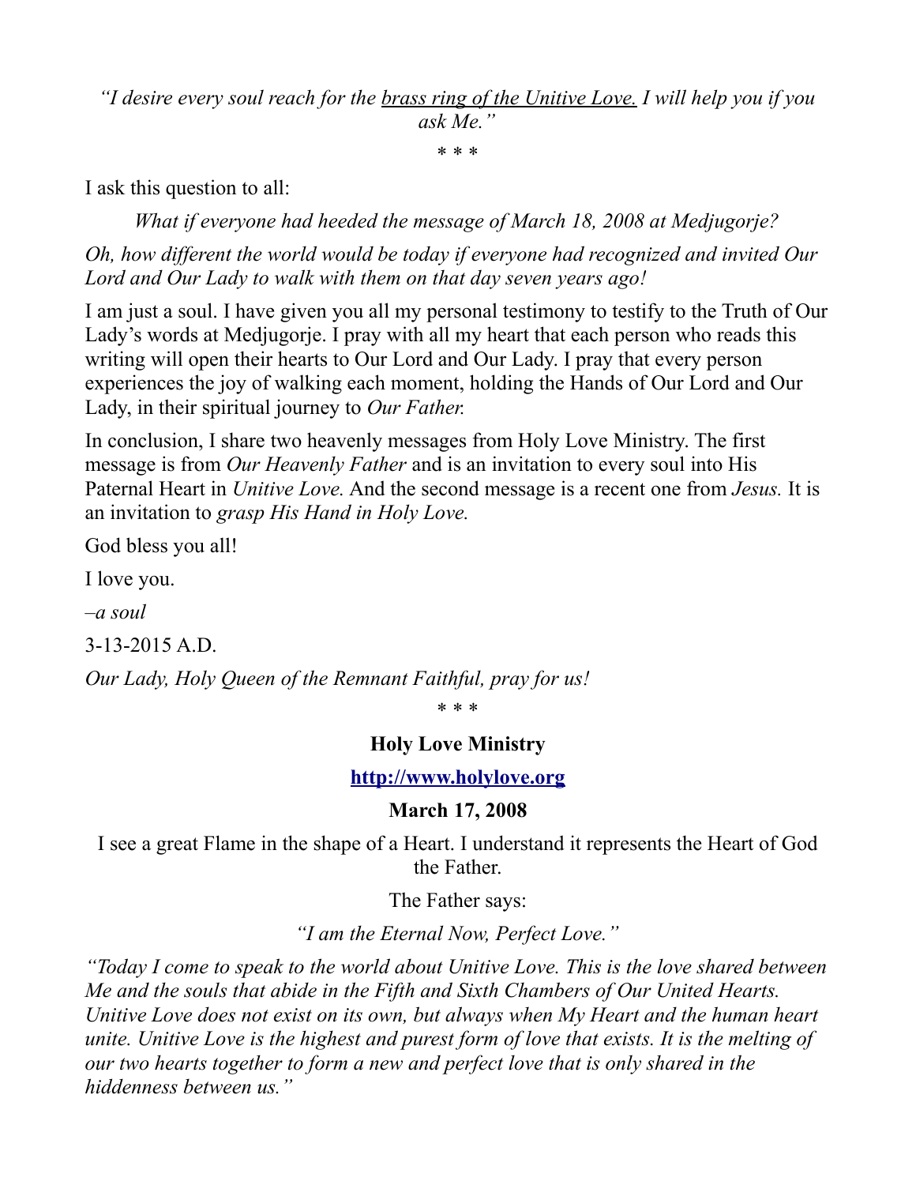*"I desire every soul reach for the <u>brass ring of the Unitive Love.</u> I will help you if you ask Me."*

* * *

I ask this question to all:

*What if everyone had heeded the message of March 18, 2008 at Medjugorje?*

*Oh, how different the world would be today if everyone had recognized and invited Our Lord and Our Lady to walk with them on that day seven years ago!*

I am just a soul. I have given you all my personal testimony to testify to the Truth of Our Lady's words at Medjugorje. I pray with all my heart that each person who reads this writing will open their hearts to Our Lord and Our Lady. I pray that every person experiences the joy of walking each moment, holding the Hands of Our Lord and Our Lady, in their spiritual journey to *Our Father.*

In conclusion, I share two heavenly messages from Holy Love Ministry. The first message is from *Our Heavenly Father* and is an invitation to every soul into His Paternal Heart in *Unitive Love.* And the second message is a recent one from *Jesus.* It is an invitation to *grasp His Hand in Holy Love.*

God bless you all!

I love you.

*–a soul*

3-13-2015 A.D.

*Our Lady, Holy Queen of the Remnant Faithful, pray for us!*

* * *

**Holy Love Ministry**

**[http://www.holylove.org](http://www.holylove.org)**

**March 17, 2008**

I see a great Flame in the shape of a Heart. I understand it represents the Heart of God the Father.

The Father says:

*"I am the Eternal Now, Perfect Love."*

*"Today I come to speak to the world about Unitive Love. This is the love shared between Me and the souls that abide in the Fifth and Sixth Chambers of Our United Hearts. Unitive Love does not exist on its own, but always when My Heart and the human heart unite. Unitive Love is the highest and purest form of love that exists. It is the melting of our two hearts together to form a new and perfect love that is only shared in the hiddenness between us."*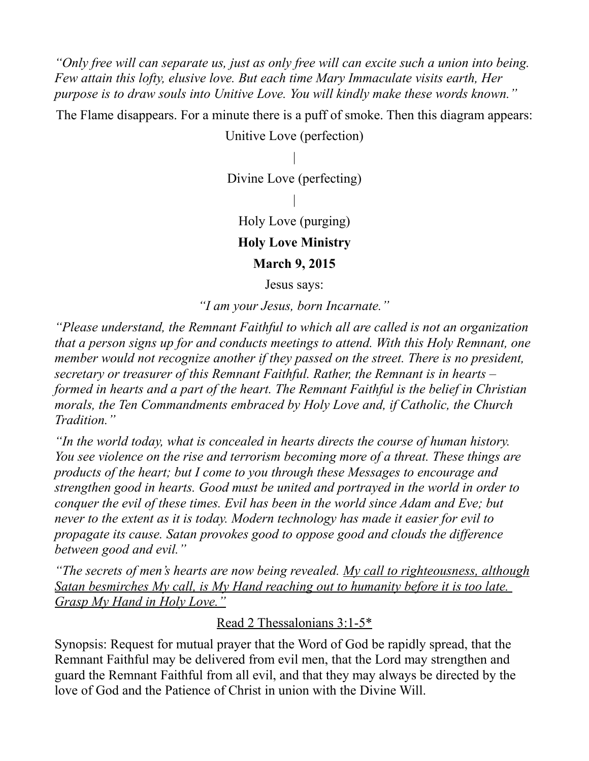*"Only free will can separate us, just as only free will can excite such a union into being. Few attain this lofty, elusive love. But each time Mary Immaculate visits earth, Her purpose is to draw souls into Unitive Love. You will kindly make these words known."*

The Flame disappears. For a minute there is a puff of smoke. Then this diagram appears:

Unitive Love (perfection)

|

Divine Love (perfecting)

|

Holy Love (purging)

**Holy Love Ministry**

**March 9, 2015**

Jesus says:

*"I am your Jesus, born Incarnate."*

*"Please understand, the Remnant Faithful to which all are called is not an organization that a person signs up for and conducts meetings to attend. With this Holy Remnant, one member would not recognize another if they passed on the street. There is no president, secretary or treasurer of this Remnant Faithful. Rather, the Remnant is in hearts – formed in hearts and a part of the heart. The Remnant Faithful is the belief in Christian morals, the Ten Commandments embraced by Holy Love and, if Catholic, the Church Tradition."*

*"In the world today, what is concealed in hearts directs the course of human history. You see violence on the rise and terrorism becoming more of a threat. These things are products of the heart; but I come to you through these Messages to encourage and strengthen good in hearts. Good must be united and portrayed in the world in order to conquer the evil of these times. Evil has been in the world since Adam and Eve; but never to the extent as it is today. Modern technology has made it easier for evil to propagate its cause. Satan provokes good to oppose good and clouds the difference between good and evil."*

*"The secrets of men's hearts are now being revealed. <u>My call to righteousness, although Satan besmirches My call, is My Hand reaching out to humanity before it is too late. Grasp My Hand in Holy Love."</u>*

<u>Read 2 Thessalonians 3:1-5*</u>

Synopsis: Request for mutual prayer that the Word of God be rapidly spread, that the Remnant Faithful may be delivered from evil men, that the Lord may strengthen and guard the Remnant Faithful from all evil, and that they may always be directed by the love of God and the Patience of Christ in union with the Divine Will.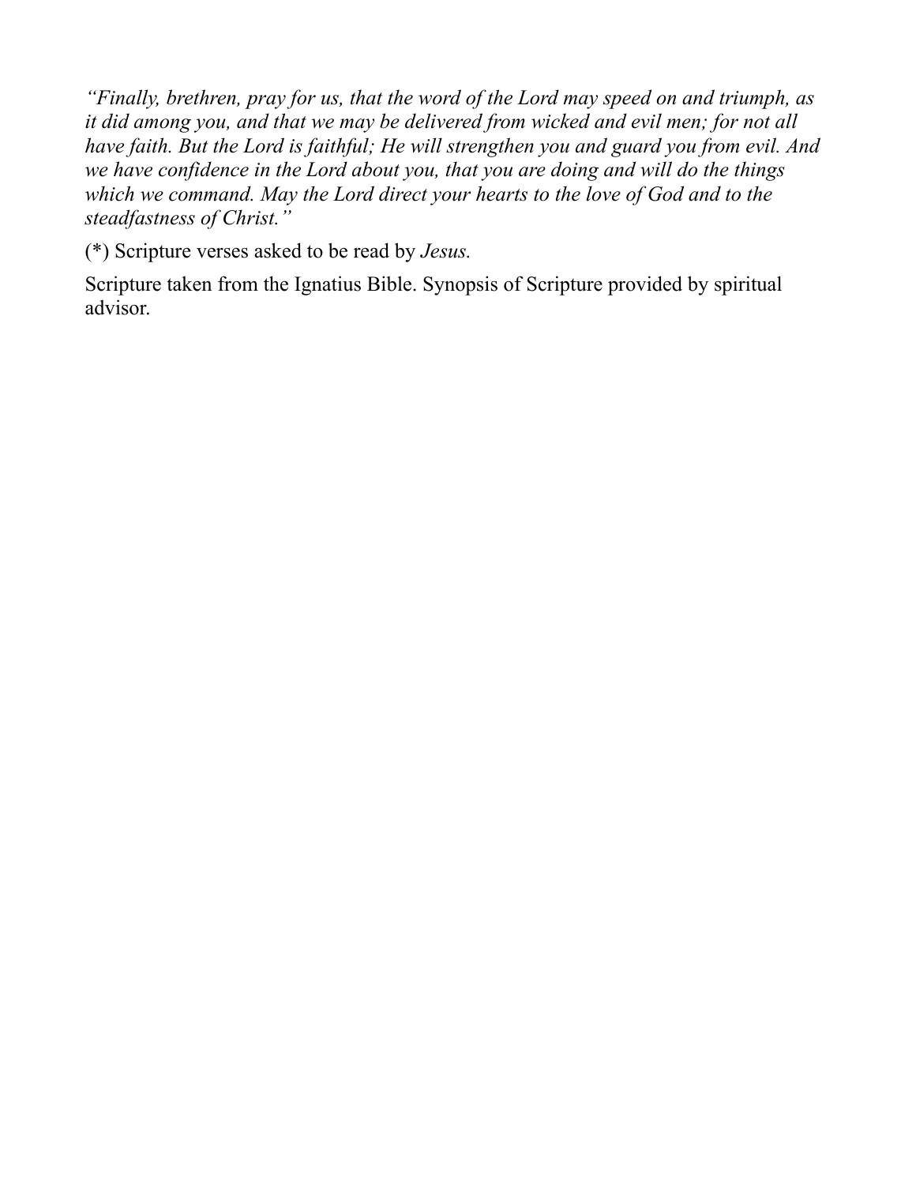*"Finally, brethren, pray for us, that the word of the Lord may speed on and triumph, as it did among you, and that we may be delivered from wicked and evil men; for not all have faith. But the Lord is faithful; He will strengthen you and guard you from evil. And we have confidence in the Lord about you, that you are doing and will do the things which we command. May the Lord direct your hearts to the love of God and to the steadfastness of Christ."*

(*) Scripture verses asked to be read by *Jesus.*

Scripture taken from the Ignatius Bible. Synopsis of Scripture provided by spiritual advisor.